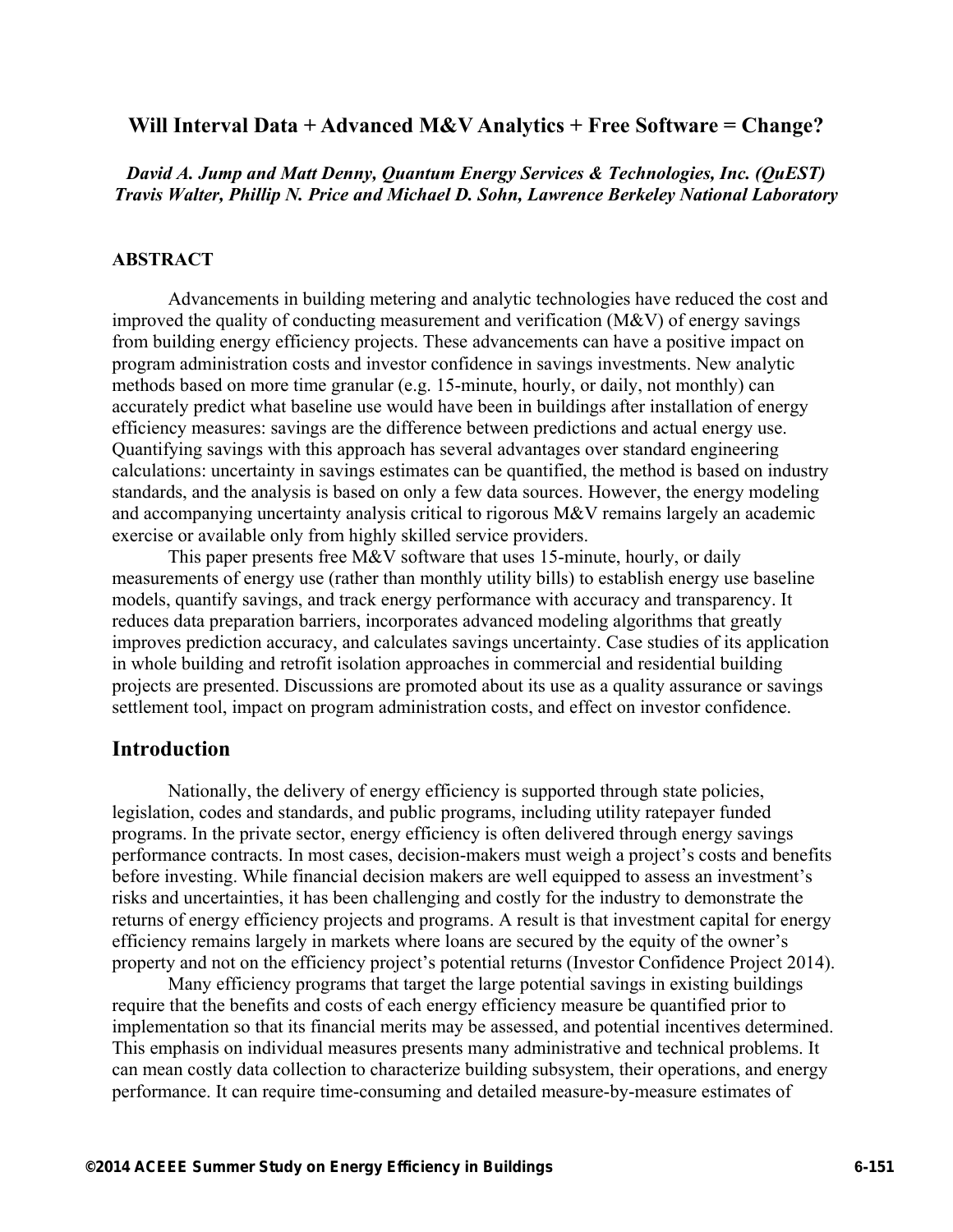# Will Interval Data + Advanced M&V Analytics + Free Software = Change?

***David A. Jump and Matt Denny, Quantum Energy Services & Technologies, Inc. (QuEST)***
***Travis Walter, Phillip N. Price and Michael D. Sohn, Lawrence Berkeley National Laboratory***

## ABSTRACT

Advancements in building metering and analytic technologies have reduced the cost and improved the quality of conducting measurement and verification (M&V) of energy savings from building energy efficiency projects. These advancements can have a positive impact on program administration costs and investor confidence in savings investments. New analytic methods based on more time granular (e.g. 15-minute, hourly, or daily, not monthly) can accurately predict what baseline use would have been in buildings after installation of energy efficiency measures: savings are the difference between predictions and actual energy use. Quantifying savings with this approach has several advantages over standard engineering calculations: uncertainty in savings estimates can be quantified, the method is based on industry standards, and the analysis is based on only a few data sources. However, the energy modeling and accompanying uncertainty analysis critical to rigorous M&V remains largely an academic exercise or available only from highly skilled service providers.

This paper presents free M&V software that uses 15-minute, hourly, or daily measurements of energy use (rather than monthly utility bills) to establish energy use baseline models, quantify savings, and track energy performance with accuracy and transparency. It reduces data preparation barriers, incorporates advanced modeling algorithms that greatly improves prediction accuracy, and calculates savings uncertainty. Case studies of its application in whole building and retrofit isolation approaches in commercial and residential building projects are presented. Discussions are promoted about its use as a quality assurance or savings settlement tool, impact on program administration costs, and effect on investor confidence.

## Introduction

Nationally, the delivery of energy efficiency is supported through state policies, legislation, codes and standards, and public programs, including utility ratepayer funded programs. In the private sector, energy efficiency is often delivered through energy savings performance contracts. In most cases, decision-makers must weigh a project's costs and benefits before investing. While financial decision makers are well equipped to assess an investment's risks and uncertainties, it has been challenging and costly for the industry to demonstrate the returns of energy efficiency projects and programs. A result is that investment capital for energy efficiency remains largely in markets where loans are secured by the equity of the owner's property and not on the efficiency project's potential returns (Investor Confidence Project 2014).

Many efficiency programs that target the large potential savings in existing buildings require that the benefits and costs of each energy efficiency measure be quantified prior to implementation so that its financial merits may be assessed, and potential incentives determined. This emphasis on individual measures presents many administrative and technical problems. It can mean costly data collection to characterize building subsystem, their operations, and energy performance. It can require time-consuming and detailed measure-by-measure estimates of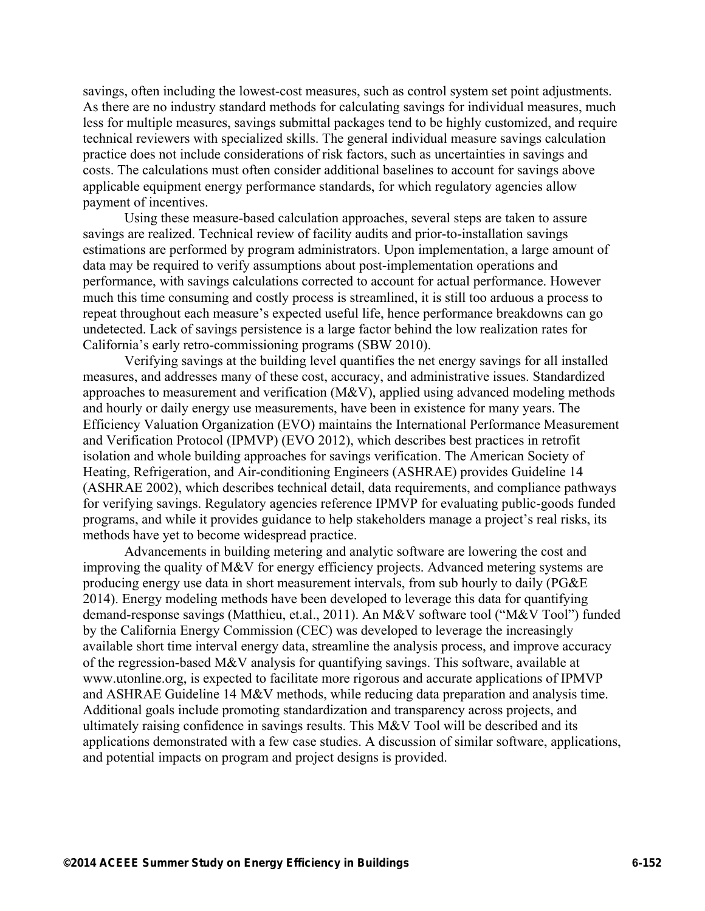savings, often including the lowest-cost measures, such as control system set point adjustments. As there are no industry standard methods for calculating savings for individual measures, much less for multiple measures, savings submittal packages tend to be highly customized, and require technical reviewers with specialized skills. The general individual measure savings calculation practice does not include considerations of risk factors, such as uncertainties in savings and costs. The calculations must often consider additional baselines to account for savings above applicable equipment energy performance standards, for which regulatory agencies allow payment of incentives.

Using these measure-based calculation approaches, several steps are taken to assure savings are realized. Technical review of facility audits and prior-to-installation savings estimations are performed by program administrators. Upon implementation, a large amount of data may be required to verify assumptions about post-implementation operations and performance, with savings calculations corrected to account for actual performance. However much this time consuming and costly process is streamlined, it is still too arduous a process to repeat throughout each measure's expected useful life, hence performance breakdowns can go undetected. Lack of savings persistence is a large factor behind the low realization rates for California's early retro-commissioning programs (SBW 2010).

Verifying savings at the building level quantifies the net energy savings for all installed measures, and addresses many of these cost, accuracy, and administrative issues. Standardized approaches to measurement and verification (M&V), applied using advanced modeling methods and hourly or daily energy use measurements, have been in existence for many years. The Efficiency Valuation Organization (EVO) maintains the International Performance Measurement and Verification Protocol (IPMVP) (EVO 2012), which describes best practices in retrofit isolation and whole building approaches for savings verification. The American Society of Heating, Refrigeration, and Air-conditioning Engineers (ASHRAE) provides Guideline 14 (ASHRAE 2002), which describes technical detail, data requirements, and compliance pathways for verifying savings. Regulatory agencies reference IPMVP for evaluating public-goods funded programs, and while it provides guidance to help stakeholders manage a project's real risks, its methods have yet to become widespread practice.

Advancements in building metering and analytic software are lowering the cost and improving the quality of M&V for energy efficiency projects. Advanced metering systems are producing energy use data in short measurement intervals, from sub hourly to daily (PG&E 2014). Energy modeling methods have been developed to leverage this data for quantifying demand-response savings (Matthieu, et.al., 2011). An M&V software tool ("M&V Tool") funded by the California Energy Commission (CEC) was developed to leverage the increasingly available short time interval energy data, streamline the analysis process, and improve accuracy of the regression-based M&V analysis for quantifying savings. This software, available at www.utonline.org, is expected to facilitate more rigorous and accurate applications of IPMVP and ASHRAE Guideline 14 M&V methods, while reducing data preparation and analysis time. Additional goals include promoting standardization and transparency across projects, and ultimately raising confidence in savings results. This M&V Tool will be described and its applications demonstrated with a few case studies. A discussion of similar software, applications, and potential impacts on program and project designs is provided.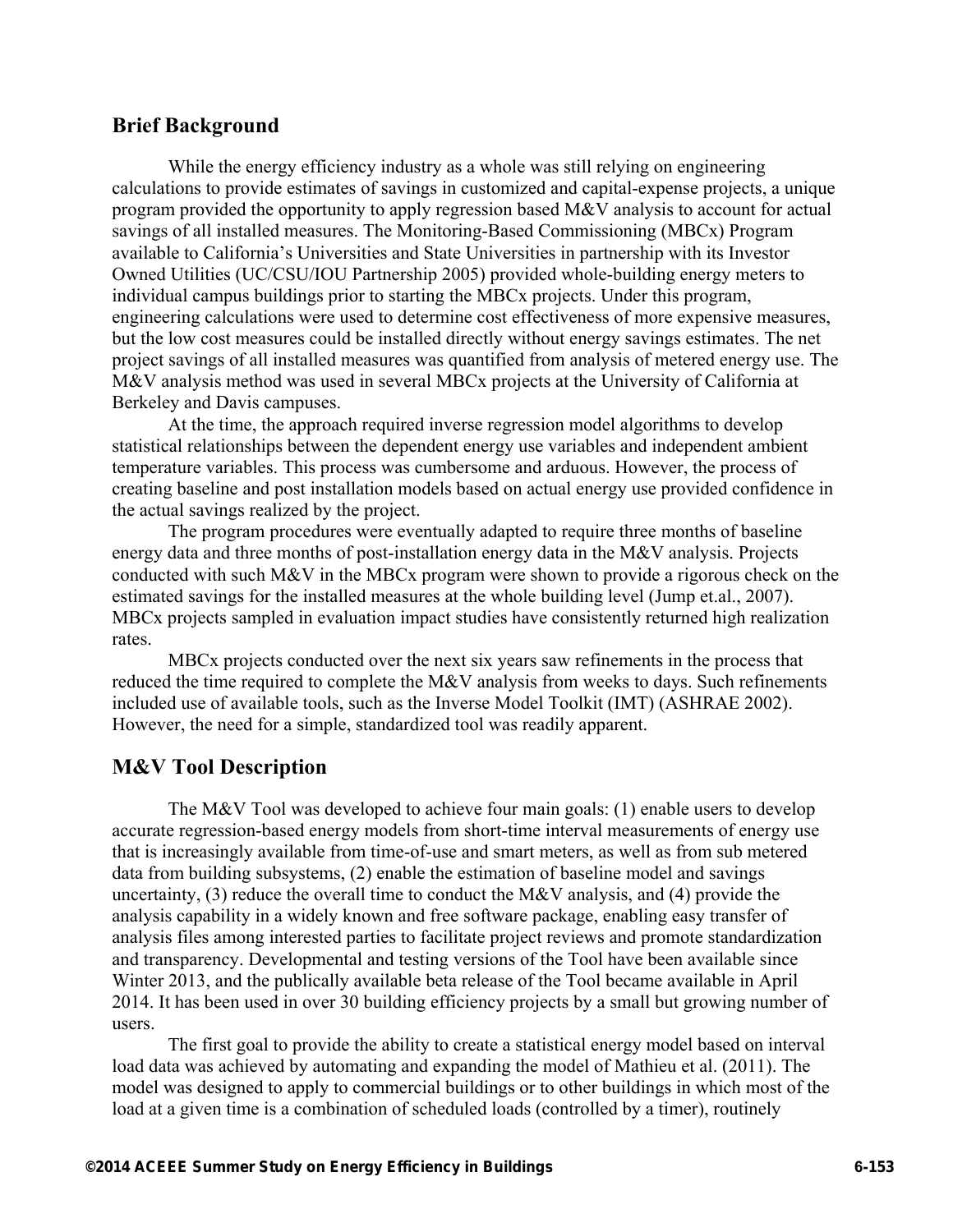## Brief Background

While the energy efficiency industry as a whole was still relying on engineering calculations to provide estimates of savings in customized and capital-expense projects, a unique program provided the opportunity to apply regression based M&V analysis to account for actual savings of all installed measures. The Monitoring-Based Commissioning (MBCx) Program available to California's Universities and State Universities in partnership with its Investor Owned Utilities (UC/CSU/IOU Partnership 2005) provided whole-building energy meters to individual campus buildings prior to starting the MBCx projects. Under this program, engineering calculations were used to determine cost effectiveness of more expensive measures, but the low cost measures could be installed directly without energy savings estimates. The net project savings of all installed measures was quantified from analysis of metered energy use. The M&V analysis method was used in several MBCx projects at the University of California at Berkeley and Davis campuses.

At the time, the approach required inverse regression model algorithms to develop statistical relationships between the dependent energy use variables and independent ambient temperature variables. This process was cumbersome and arduous. However, the process of creating baseline and post installation models based on actual energy use provided confidence in the actual savings realized by the project.

The program procedures were eventually adapted to require three months of baseline energy data and three months of post-installation energy data in the M&V analysis. Projects conducted with such M&V in the MBCx program were shown to provide a rigorous check on the estimated savings for the installed measures at the whole building level (Jump et.al., 2007). MBCx projects sampled in evaluation impact studies have consistently returned high realization rates.

MBCx projects conducted over the next six years saw refinements in the process that reduced the time required to complete the M&V analysis from weeks to days. Such refinements included use of available tools, such as the Inverse Model Toolkit (IMT) (ASHRAE 2002). However, the need for a simple, standardized tool was readily apparent.

## M&V Tool Description

The M&V Tool was developed to achieve four main goals: (1) enable users to develop accurate regression-based energy models from short-time interval measurements of energy use that is increasingly available from time-of-use and smart meters, as well as from sub metered data from building subsystems, (2) enable the estimation of baseline model and savings uncertainty, (3) reduce the overall time to conduct the M&V analysis, and (4) provide the analysis capability in a widely known and free software package, enabling easy transfer of analysis files among interested parties to facilitate project reviews and promote standardization and transparency. Developmental and testing versions of the Tool have been available since Winter 2013, and the publically available beta release of the Tool became available in April 2014. It has been used in over 30 building efficiency projects by a small but growing number of users.

The first goal to provide the ability to create a statistical energy model based on interval load data was achieved by automating and expanding the model of Mathieu et al. (2011). The model was designed to apply to commercial buildings or to other buildings in which most of the load at a given time is a combination of scheduled loads (controlled by a timer), routinely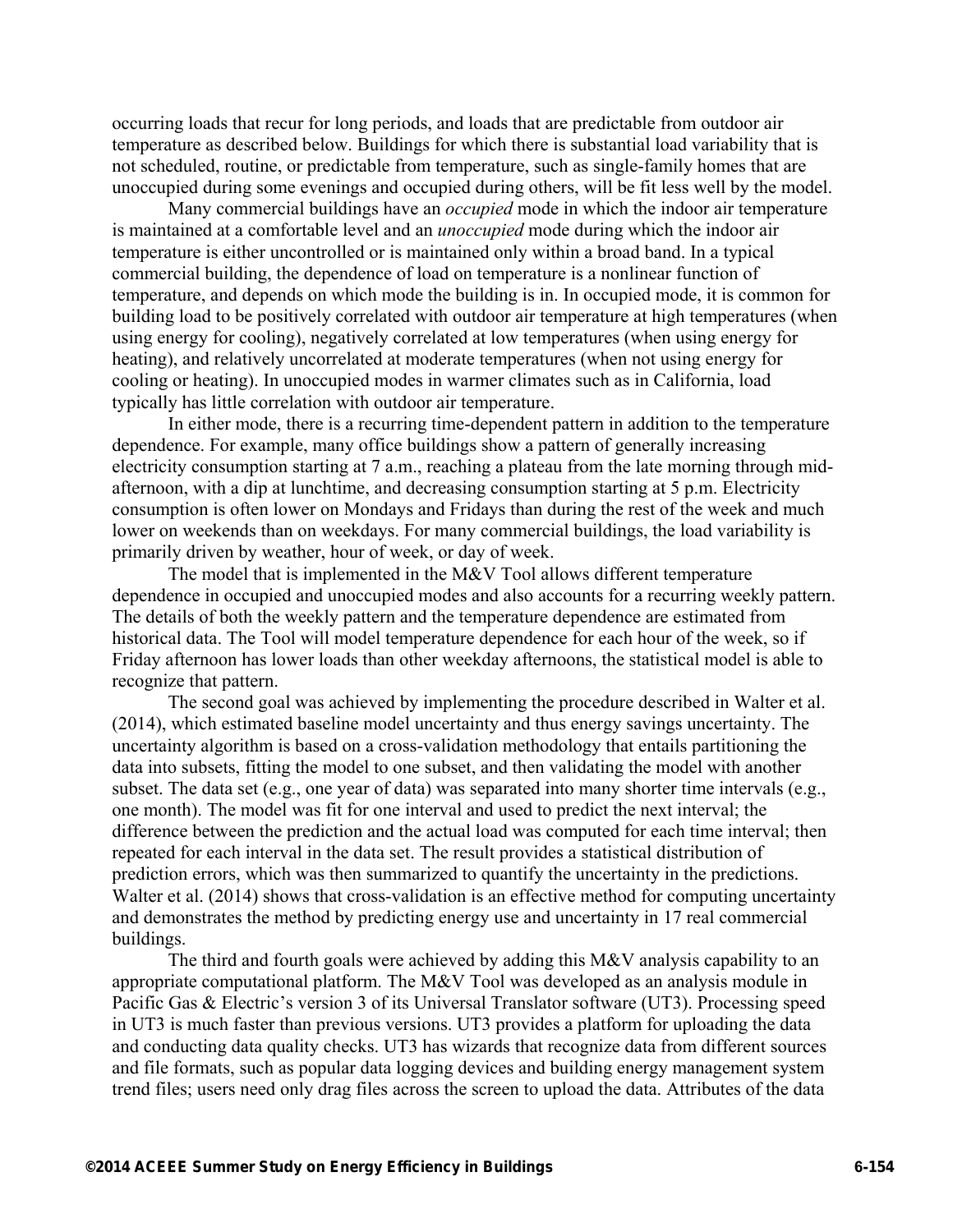occurring loads that recur for long periods, and loads that are predictable from outdoor air temperature as described below. Buildings for which there is substantial load variability that is not scheduled, routine, or predictable from temperature, such as single-family homes that are unoccupied during some evenings and occupied during others, will be fit less well by the model.

Many commercial buildings have an *occupied* mode in which the indoor air temperature is maintained at a comfortable level and an *unoccupied* mode during which the indoor air temperature is either uncontrolled or is maintained only within a broad band. In a typical commercial building, the dependence of load on temperature is a nonlinear function of temperature, and depends on which mode the building is in. In occupied mode, it is common for building load to be positively correlated with outdoor air temperature at high temperatures (when using energy for cooling), negatively correlated at low temperatures (when using energy for heating), and relatively uncorrelated at moderate temperatures (when not using energy for cooling or heating). In unoccupied modes in warmer climates such as in California, load typically has little correlation with outdoor air temperature.

In either mode, there is a recurring time-dependent pattern in addition to the temperature dependence. For example, many office buildings show a pattern of generally increasing electricity consumption starting at 7 a.m., reaching a plateau from the late morning through mid-afternoon, with a dip at lunchtime, and decreasing consumption starting at 5 p.m. Electricity consumption is often lower on Mondays and Fridays than during the rest of the week and much lower on weekends than on weekdays. For many commercial buildings, the load variability is primarily driven by weather, hour of week, or day of week.

The model that is implemented in the M&V Tool allows different temperature dependence in occupied and unoccupied modes and also accounts for a recurring weekly pattern. The details of both the weekly pattern and the temperature dependence are estimated from historical data. The Tool will model temperature dependence for each hour of the week, so if Friday afternoon has lower loads than other weekday afternoons, the statistical model is able to recognize that pattern.

The second goal was achieved by implementing the procedure described in Walter et al. (2014), which estimated baseline model uncertainty and thus energy savings uncertainty. The uncertainty algorithm is based on a cross-validation methodology that entails partitioning the data into subsets, fitting the model to one subset, and then validating the model with another subset. The data set (e.g., one year of data) was separated into many shorter time intervals (e.g., one month). The model was fit for one interval and used to predict the next interval; the difference between the prediction and the actual load was computed for each time interval; then repeated for each interval in the data set. The result provides a statistical distribution of prediction errors, which was then summarized to quantify the uncertainty in the predictions. Walter et al. (2014) shows that cross-validation is an effective method for computing uncertainty and demonstrates the method by predicting energy use and uncertainty in 17 real commercial buildings.

The third and fourth goals were achieved by adding this M&V analysis capability to an appropriate computational platform. The M&V Tool was developed as an analysis module in Pacific Gas & Electric's version 3 of its Universal Translator software (UT3). Processing speed in UT3 is much faster than previous versions. UT3 provides a platform for uploading the data and conducting data quality checks. UT3 has wizards that recognize data from different sources and file formats, such as popular data logging devices and building energy management system trend files; users need only drag files across the screen to upload the data. Attributes of the data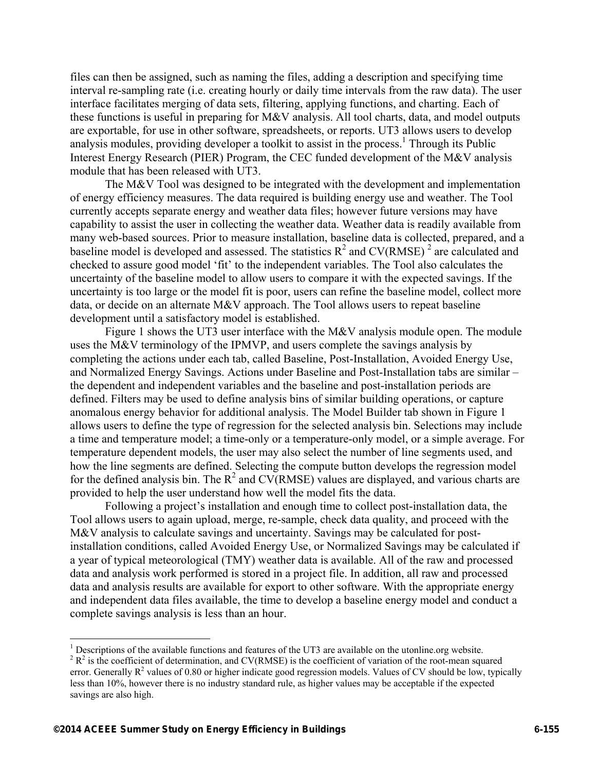files can then be assigned, such as naming the files, adding a description and specifying time interval re-sampling rate (i.e. creating hourly or daily time intervals from the raw data). The user interface facilitates merging of data sets, filtering, applying functions, and charting. Each of these functions is useful in preparing for M&V analysis. All tool charts, data, and model outputs are exportable, for use in other software, spreadsheets, or reports. UT3 allows users to develop analysis modules, providing developer a toolkit to assist in the process.[1] Through its Public Interest Energy Research (PIER) Program, the CEC funded development of the M&V analysis module that has been released with UT3.

The M&V Tool was designed to be integrated with the development and implementation of energy efficiency measures. The data required is building energy use and weather. The Tool currently accepts separate energy and weather data files; however future versions may have capability to assist the user in collecting the weather data. Weather data is readily available from many web-based sources. Prior to measure installation, baseline data is collected, prepared, and a baseline model is developed and assessed. The statistics $R^2$ and CV(RMSE) [2] are calculated and checked to assure good model 'fit' to the independent variables. The Tool also calculates the uncertainty of the baseline model to allow users to compare it with the expected savings. If the uncertainty is too large or the model fit is poor, users can refine the baseline model, collect more data, or decide on an alternate M&V approach. The Tool allows users to repeat baseline development until a satisfactory model is established.

Figure 1 shows the UT3 user interface with the M&V analysis module open. The module uses the M&V terminology of the IPMVP, and users complete the savings analysis by completing the actions under each tab, called Baseline, Post-Installation, Avoided Energy Use, and Normalized Energy Savings. Actions under Baseline and Post-Installation tabs are similar – the dependent and independent variables and the baseline and post-installation periods are defined. Filters may be used to define analysis bins of similar building operations, or capture anomalous energy behavior for additional analysis. The Model Builder tab shown in Figure 1 allows users to define the type of regression for the selected analysis bin. Selections may include a time and temperature model; a time-only or a temperature-only model, or a simple average. For temperature dependent models, the user may also select the number of line segments used, and how the line segments are defined. Selecting the compute button develops the regression model for the defined analysis bin. The $R^2$ and CV(RMSE) values are displayed, and various charts are provided to help the user understand how well the model fits the data.

Following a project's installation and enough time to collect post-installation data, the Tool allows users to again upload, merge, re-sample, check data quality, and proceed with the M&V analysis to calculate savings and uncertainty. Savings may be calculated for post-installation conditions, called Avoided Energy Use, or Normalized Savings may be calculated if a year of typical meteorological (TMY) weather data is available. All of the raw and processed data and analysis work performed is stored in a project file. In addition, all raw and processed data and analysis results are available for export to other software. With the appropriate energy and independent data files available, the time to develop a baseline energy model and conduct a complete savings analysis is less than an hour.

---

[1] Descriptions of the available functions and features of the UT3 are available on the utonline.org website.

[2] $R^2$ is the coefficient of determination, and CV(RMSE) is the coefficient of variation of the root-mean squared error. Generally $R^2$ values of 0.80 or higher indicate good regression models. Values of CV should be low, typically less than 10%, however there is no industry standard rule, as higher values may be acceptable if the expected savings are also high.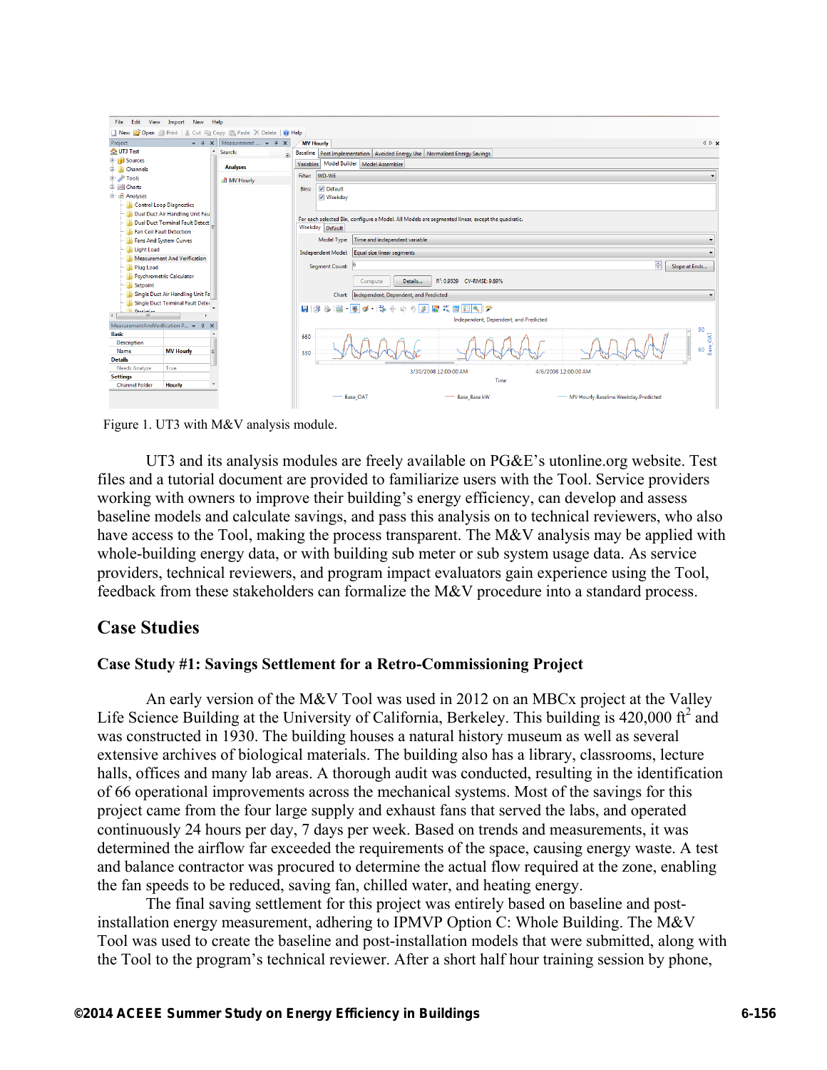Figure 1. UT3 with M&V analysis module.

UT3 and its analysis modules are freely available on PG&E's utonline.org website. Test files and a tutorial document are provided to familiarize users with the Tool. Service providers working with owners to improve their building's energy efficiency, can develop and assess baseline models and calculate savings, and pass this analysis on to technical reviewers, who also have access to the Tool, making the process transparent. The M&V analysis may be applied with whole-building energy data, or with building sub meter or sub system usage data. As service providers, technical reviewers, and program impact evaluators gain experience using the Tool, feedback from these stakeholders can formalize the M&V procedure into a standard process.

## Case Studies

### Case Study #1: Savings Settlement for a Retro-Commissioning Project

An early version of the M&V Tool was used in 2012 on an MBCx project at the Valley Life Science Building at the University of California, Berkeley. This building is 420,000 $ft^2$ and was constructed in 1930. The building houses a natural history museum as well as several extensive archives of biological materials. The building also has a library, classrooms, lecture halls, offices and many lab areas. A thorough audit was conducted, resulting in the identification of 66 operational improvements across the mechanical systems. Most of the savings for this project came from the four large supply and exhaust fans that served the labs, and operated continuously 24 hours per day, 7 days per week. Based on trends and measurements, it was determined the airflow far exceeded the requirements of the space, causing energy waste. A test and balance contractor was procured to determine the actual flow required at the zone, enabling the fan speeds to be reduced, saving fan, chilled water, and heating energy.

The final saving settlement for this project was entirely based on baseline and post-installation energy measurement, adhering to IPMVP Option C: Whole Building. The M&V Tool was used to create the baseline and post-installation models that were submitted, along with the Tool to the program's technical reviewer. After a short half hour training session by phone,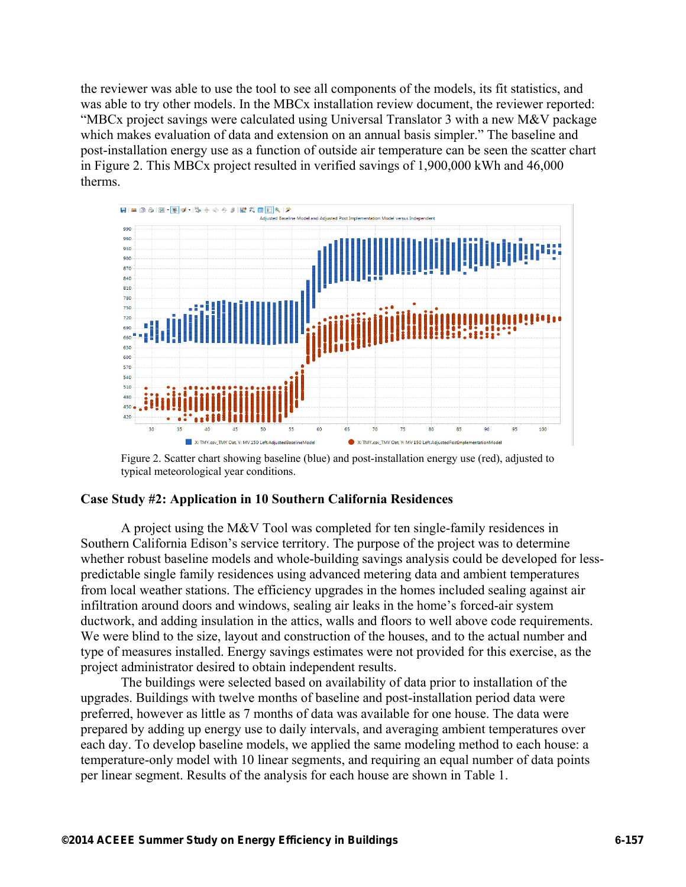the reviewer was able to use the tool to see all components of the models, its fit statistics, and was able to try other models. In the MBCx installation review document, the reviewer reported: "MBCx project savings were calculated using Universal Translator 3 with a new M&V package which makes evaluation of data and extension on an annual basis simpler." The baseline and post-installation energy use as a function of outside air temperature can be seen the scatter chart in Figure 2. This MBCx project resulted in verified savings of 1,900,000 kWh and 46,000 therms.

Figure 2. Scatter chart showing baseline (blue) and post-installation energy use (red), adjusted to typical meteorological year conditions.

### Case Study #2: Application in 10 Southern California Residences

A project using the M&V Tool was completed for ten single-family residences in Southern California Edison's service territory. The purpose of the project was to determine whether robust baseline models and whole-building savings analysis could be developed for less-predictable single family residences using advanced metering data and ambient temperatures from local weather stations. The efficiency upgrades in the homes included sealing against air infiltration around doors and windows, sealing air leaks in the home's forced-air system ductwork, and adding insulation in the attics, walls and floors to well above code requirements. We were blind to the size, layout and construction of the houses, and to the actual number and type of measures installed. Energy savings estimates were not provided for this exercise, as the project administrator desired to obtain independent results.

The buildings were selected based on availability of data prior to installation of the upgrades. Buildings with twelve months of baseline and post-installation period data were preferred, however as little as 7 months of data was available for one house. The data were prepared by adding up energy use to daily intervals, and averaging ambient temperatures over each day. To develop baseline models, we applied the same modeling method to each house: a temperature-only model with 10 linear segments, and requiring an equal number of data points per linear segment. Results of the analysis for each house are shown in Table 1.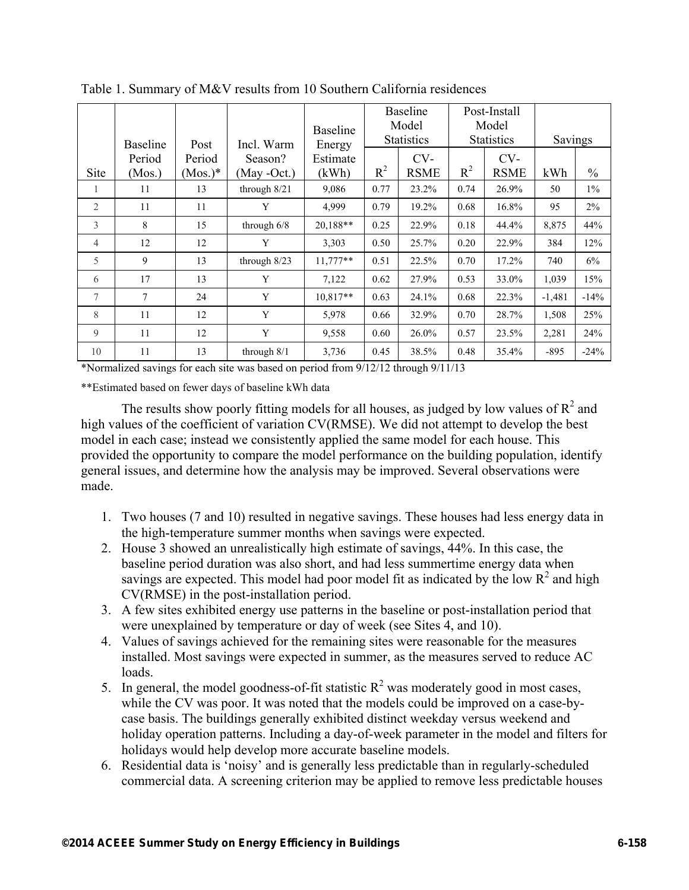Table 1. Summary of M&V results from 10 Southern California residences

| Site | Baseline Period (Mos.) | Post Period (Mos.)* | Incl. Warm Season? (May -Oct.) | Baseline Energy Estimate (kWh) | Baseline Model Statistics | | Post-Install Model Statistics | | Savings | |
|---|---|---|---|---|---|---|---|---|---|---|
| | | | | | $R^2$ | CV-RSME | $R^2$ | CV-RSME | kWh | % |
| 1 | 11 | 13 | through 8/21 | 9,086 | 0.77 | 23.2% | 0.74 | 26.9% | 50 | 1% |
| 2 | 11 | 11 | Y | 4,999 | 0.79 | 19.2% | 0.68 | 16.8% | 95 | 2% |
| 3 | 8 | 15 | through 6/8 | 20,188** | 0.25 | 22.9% | 0.18 | 44.4% | 8,875 | 44% |
| 4 | 12 | 12 | Y | 3,303 | 0.50 | 25.7% | 0.20 | 22.9% | 384 | 12% |
| 5 | 9 | 13 | through 8/23 | 11,777** | 0.51 | 22.5% | 0.70 | 17.2% | 740 | 6% |
| 6 | 17 | 13 | Y | 7,122 | 0.62 | 27.9% | 0.53 | 33.0% | 1,039 | 15% |
| 7 | 7 | 24 | Y | 10,817** | 0.63 | 24.1% | 0.68 | 22.3% | -1,481 | -14% |
| 8 | 11 | 12 | Y | 5,978 | 0.66 | 32.9% | 0.70 | 28.7% | 1,508 | 25% |
| 9 | 11 | 12 | Y | 9,558 | 0.60 | 26.0% | 0.57 | 23.5% | 2,281 | 24% |
| 10 | 11 | 13 | through 8/1 | 3,736 | 0.45 | 38.5% | 0.48 | 35.4% | -895 | -24% |

*Normalized savings for each site was based on period from 9/12/12 through 9/11/13

**Estimated based on fewer days of baseline kWh data

The results show poorly fitting models for all houses, as judged by low values of $R^2$ and high values of the coefficient of variation CV(RMSE). We did not attempt to develop the best model in each case; instead we consistently applied the same model for each house. This provided the opportunity to compare the model performance on the building population, identify general issues, and determine how the analysis may be improved. Several observations were made.

1. Two houses (7 and 10) resulted in negative savings. These houses had less energy data in the high-temperature summer months when savings were expected.
2. House 3 showed an unrealistically high estimate of savings, 44%. In this case, the baseline period duration was also short, and had less summertime energy data when savings are expected. This model had poor model fit as indicated by the low $R^2$ and high CV(RMSE) in the post-installation period.
3. A few sites exhibited energy use patterns in the baseline or post-installation period that were unexplained by temperature or day of week (see Sites 4, and 10).
4. Values of savings achieved for the remaining sites were reasonable for the measures installed. Most savings were expected in summer, as the measures served to reduce AC loads.
5. In general, the model goodness-of-fit statistic $R^2$ was moderately good in most cases, while the CV was poor. It was noted that the models could be improved on a case-by-case basis. The buildings generally exhibited distinct weekday versus weekend and holiday operation patterns. Including a day-of-week parameter in the model and filters for holidays would help develop more accurate baseline models.
6. Residential data is 'noisy' and is generally less predictable than in regularly-scheduled commercial data. A screening criterion may be applied to remove less predictable houses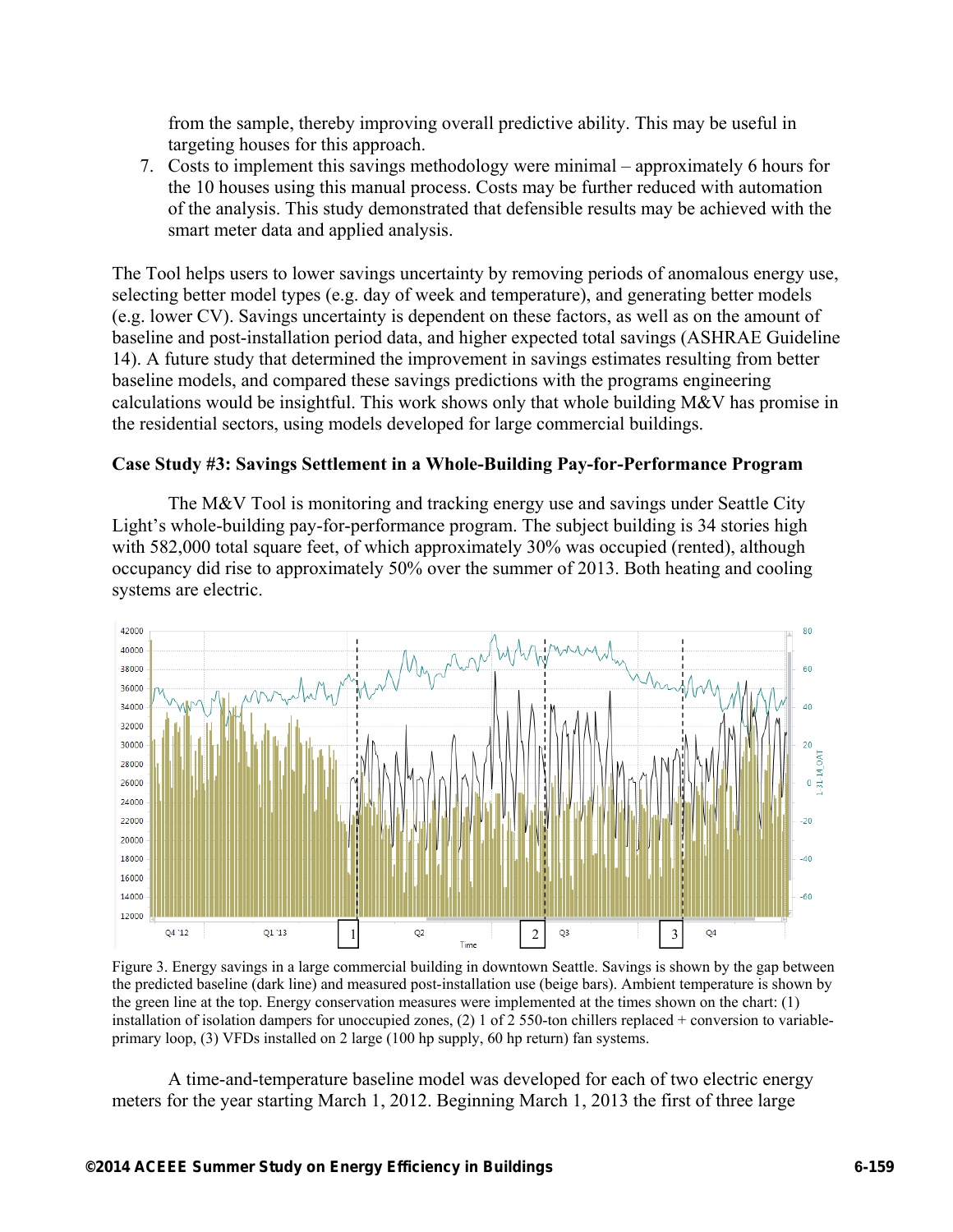from the sample, thereby improving overall predictive ability. This may be useful in targeting houses for this approach.

7. Costs to implement this savings methodology were minimal – approximately 6 hours for the 10 houses using this manual process. Costs may be further reduced with automation of the analysis. This study demonstrated that defensible results may be achieved with the smart meter data and applied analysis.

The Tool helps users to lower savings uncertainty by removing periods of anomalous energy use, selecting better model types (e.g. day of week and temperature), and generating better models (e.g. lower CV). Savings uncertainty is dependent on these factors, as well as on the amount of baseline and post-installation period data, and higher expected total savings (ASHRAE Guideline 14). A future study that determined the improvement in savings estimates resulting from better baseline models, and compared these savings predictions with the programs engineering calculations would be insightful. This work shows only that whole building M&V has promise in the residential sectors, using models developed for large commercial buildings.

**Case Study #3: Savings Settlement in a Whole-Building Pay-for-Performance Program**

The M&V Tool is monitoring and tracking energy use and savings under Seattle City Light's whole-building pay-for-performance program. The subject building is 34 stories high with 582,000 total square feet, of which approximately 30% was occupied (rented), although occupancy did rise to approximately 50% over the summer of 2013. Both heating and cooling systems are electric.

Figure 3. Energy savings in a large commercial building in downtown Seattle. Savings is shown by the gap between the predicted baseline (dark line) and measured post-installation use (beige bars). Ambient temperature is shown by the green line at the top. Energy conservation measures were implemented at the times shown on the chart: (1) installation of isolation dampers for unoccupied zones, (2) 1 of 2 550-ton chillers replaced + conversion to variable-primary loop, (3) VFDs installed on 2 large (100 hp supply, 60 hp return) fan systems.

A time-and-temperature baseline model was developed for each of two electric energy meters for the year starting March 1, 2012. Beginning March 1, 2013 the first of three large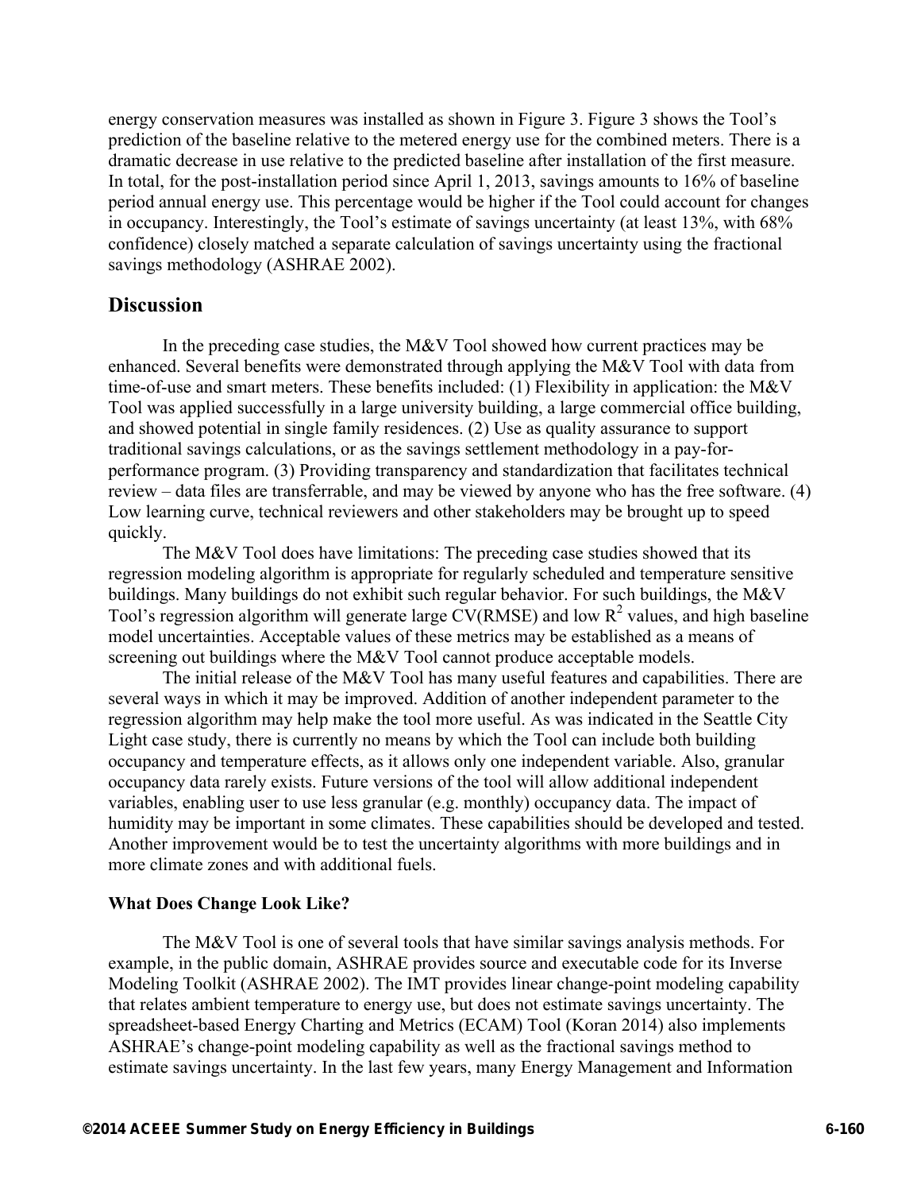energy conservation measures was installed as shown in Figure 3. Figure 3 shows the Tool's prediction of the baseline relative to the metered energy use for the combined meters. There is a dramatic decrease in use relative to the predicted baseline after installation of the first measure. In total, for the post-installation period since April 1, 2013, savings amounts to 16% of baseline period annual energy use. This percentage would be higher if the Tool could account for changes in occupancy. Interestingly, the Tool's estimate of savings uncertainty (at least 13%, with 68% confidence) closely matched a separate calculation of savings uncertainty using the fractional savings methodology (ASHRAE 2002).

## Discussion

In the preceding case studies, the M&V Tool showed how current practices may be enhanced. Several benefits were demonstrated through applying the M&V Tool with data from time-of-use and smart meters. These benefits included: (1) Flexibility in application: the M&V Tool was applied successfully in a large university building, a large commercial office building, and showed potential in single family residences. (2) Use as quality assurance to support traditional savings calculations, or as the savings settlement methodology in a pay-for-performance program. (3) Providing transparency and standardization that facilitates technical review – data files are transferrable, and may be viewed by anyone who has the free software. (4) Low learning curve, technical reviewers and other stakeholders may be brought up to speed quickly.

The M&V Tool does have limitations: The preceding case studies showed that its regression modeling algorithm is appropriate for regularly scheduled and temperature sensitive buildings. Many buildings do not exhibit such regular behavior. For such buildings, the M&V Tool's regression algorithm will generate large CV(RMSE) and low $R^2$ values, and high baseline model uncertainties. Acceptable values of these metrics may be established as a means of screening out buildings where the M&V Tool cannot produce acceptable models.

The initial release of the M&V Tool has many useful features and capabilities. There are several ways in which it may be improved. Addition of another independent parameter to the regression algorithm may help make the tool more useful. As was indicated in the Seattle City Light case study, there is currently no means by which the Tool can include both building occupancy and temperature effects, as it allows only one independent variable. Also, granular occupancy data rarely exists. Future versions of the tool will allow additional independent variables, enabling user to use less granular (e.g. monthly) occupancy data. The impact of humidity may be important in some climates. These capabilities should be developed and tested. Another improvement would be to test the uncertainty algorithms with more buildings and in more climate zones and with additional fuels.

### What Does Change Look Like?

The M&V Tool is one of several tools that have similar savings analysis methods. For example, in the public domain, ASHRAE provides source and executable code for its Inverse Modeling Toolkit (ASHRAE 2002). The IMT provides linear change-point modeling capability that relates ambient temperature to energy use, but does not estimate savings uncertainty. The spreadsheet-based Energy Charting and Metrics (ECAM) Tool (Koran 2014) also implements ASHRAE's change-point modeling capability as well as the fractional savings method to estimate savings uncertainty. In the last few years, many Energy Management and Information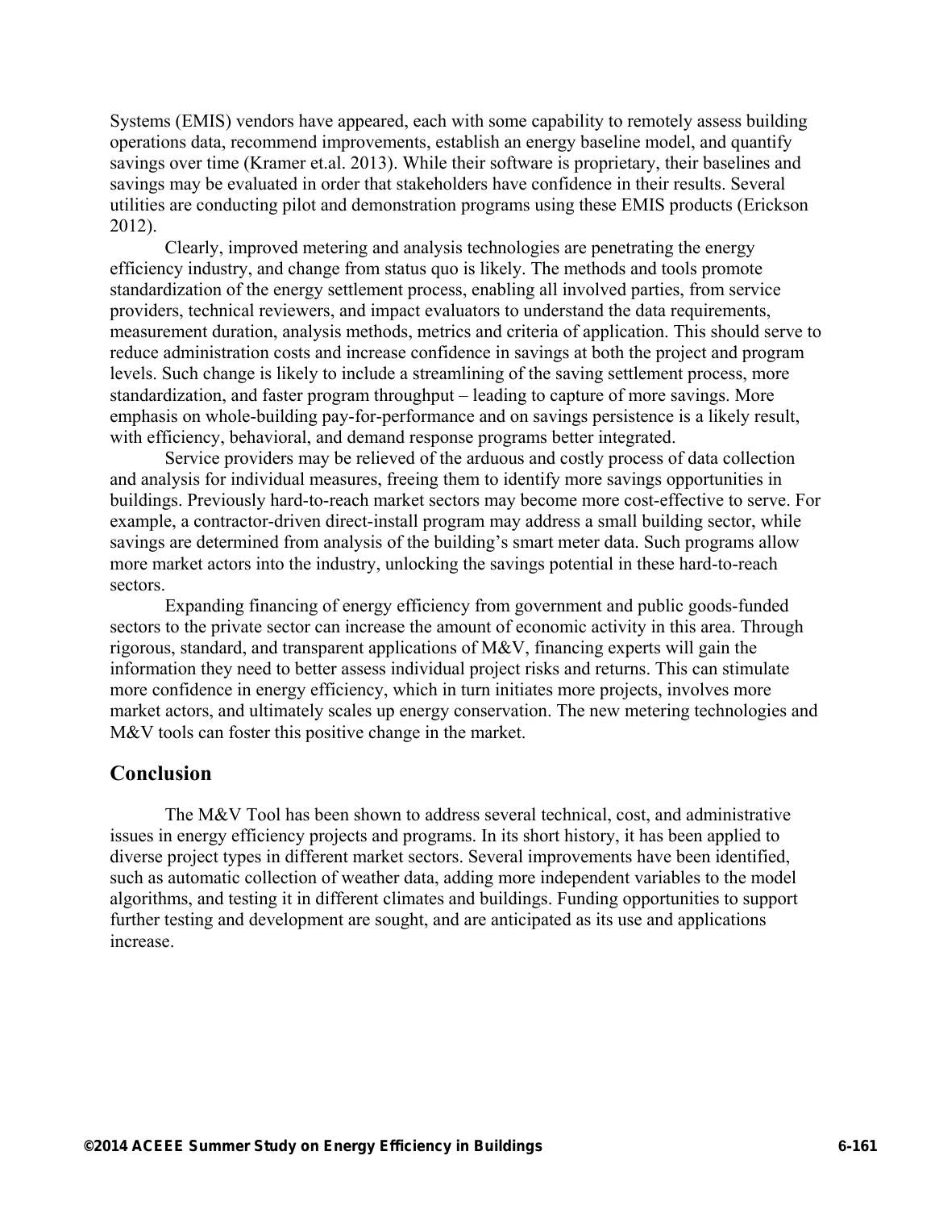Systems (EMIS) vendors have appeared, each with some capability to remotely assess building operations data, recommend improvements, establish an energy baseline model, and quantify savings over time (Kramer et.al. 2013). While their software is proprietary, their baselines and savings may be evaluated in order that stakeholders have confidence in their results. Several utilities are conducting pilot and demonstration programs using these EMIS products (Erickson 2012).

Clearly, improved metering and analysis technologies are penetrating the energy efficiency industry, and change from status quo is likely. The methods and tools promote standardization of the energy settlement process, enabling all involved parties, from service providers, technical reviewers, and impact evaluators to understand the data requirements, measurement duration, analysis methods, metrics and criteria of application. This should serve to reduce administration costs and increase confidence in savings at both the project and program levels. Such change is likely to include a streamlining of the saving settlement process, more standardization, and faster program throughput – leading to capture of more savings. More emphasis on whole-building pay-for-performance and on savings persistence is a likely result, with efficiency, behavioral, and demand response programs better integrated.

Service providers may be relieved of the arduous and costly process of data collection and analysis for individual measures, freeing them to identify more savings opportunities in buildings. Previously hard-to-reach market sectors may become more cost-effective to serve. For example, a contractor-driven direct-install program may address a small building sector, while savings are determined from analysis of the building's smart meter data. Such programs allow more market actors into the industry, unlocking the savings potential in these hard-to-reach sectors.

Expanding financing of energy efficiency from government and public goods-funded sectors to the private sector can increase the amount of economic activity in this area. Through rigorous, standard, and transparent applications of M&V, financing experts will gain the information they need to better assess individual project risks and returns. This can stimulate more confidence in energy efficiency, which in turn initiates more projects, involves more market actors, and ultimately scales up energy conservation. The new metering technologies and M&V tools can foster this positive change in the market.

## Conclusion

The M&V Tool has been shown to address several technical, cost, and administrative issues in energy efficiency projects and programs. In its short history, it has been applied to diverse project types in different market sectors. Several improvements have been identified, such as automatic collection of weather data, adding more independent variables to the model algorithms, and testing it in different climates and buildings. Funding opportunities to support further testing and development are sought, and are anticipated as its use and applications increase.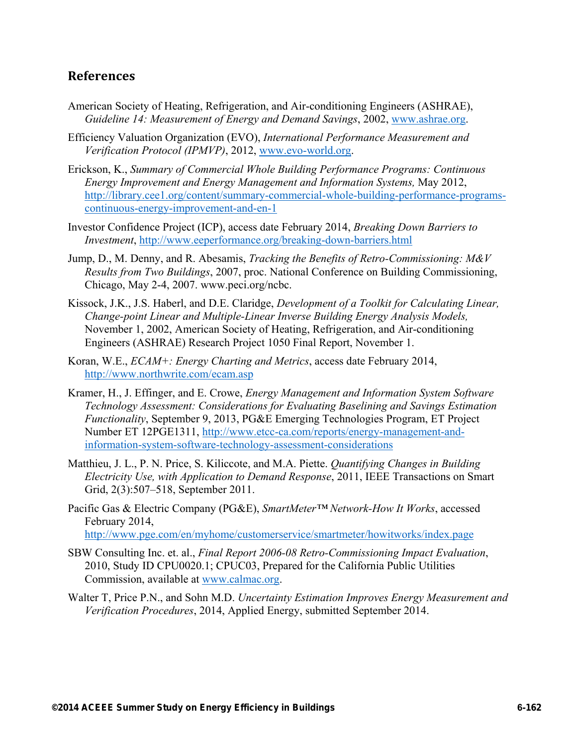## References

American Society of Heating, Refrigeration, and Air-conditioning Engineers (ASHRAE), *Guideline 14: Measurement of Energy and Demand Savings*, 2002, www.ashrae.org.

Efficiency Valuation Organization (EVO), *International Performance Measurement and Verification Protocol (IPMVP)*, 2012, www.evo-world.org.

Erickson, K., *Summary of Commercial Whole Building Performance Programs: Continuous Energy Improvement and Energy Management and Information Systems,* May 2012, http://library.cee1.org/content/summary-commercial-whole-building-performance-programs-continuous-energy-improvement-and-en-1

Investor Confidence Project (ICP), access date February 2014, *Breaking Down Barriers to Investment*, http://www.eeperformance.org/breaking-down-barriers.html

Jump, D., M. Denny, and R. Abesamis, *Tracking the Benefits of Retro-Commissioning: M&V Results from Two Buildings*, 2007, proc. National Conference on Building Commissioning, Chicago, May 2-4, 2007. www.peci.org/ncbc.

Kissock, J.K., J.S. Haberl, and D.E. Claridge, *Development of a Toolkit for Calculating Linear, Change-point Linear and Multiple-Linear Inverse Building Energy Analysis Models,* November 1, 2002, American Society of Heating, Refrigeration, and Air-conditioning Engineers (ASHRAE) Research Project 1050 Final Report, November 1.

Koran, W.E., *ECAM+: Energy Charting and Metrics*, access date February 2014, http://www.northwrite.com/ecam.asp

Kramer, H., J. Effinger, and E. Crowe, *Energy Management and Information System Software Technology Assessment: Considerations for Evaluating Baselining and Savings Estimation Functionality*, September 9, 2013, PG&E Emerging Technologies Program, ET Project Number ET 12PGE1311, http://www.etcc-ca.com/reports/energy-management-and-information-system-software-technology-assessment-considerations

Matthieu, J. L., P. N. Price, S. Kiliccote, and M.A. Piette. *Quantifying Changes in Building Electricity Use, with Application to Demand Response*, 2011, IEEE Transactions on Smart Grid, 2(3):507–518, September 2011.

Pacific Gas & Electric Company (PG&E), *SmartMeter™ Network-How It Works*, accessed February 2014, http://www.pge.com/en/myhome/customerservice/smartmeter/howitworks/index.page

SBW Consulting Inc. et. al., *Final Report 2006-08 Retro-Commissioning Impact Evaluation*, 2010, Study ID CPU0020.1; CPUC03, Prepared for the California Public Utilities Commission, available at www.calmac.org.

Walter T, Price P.N., and Sohn M.D. *Uncertainty Estimation Improves Energy Measurement and Verification Procedures*, 2014, Applied Energy, submitted September 2014.